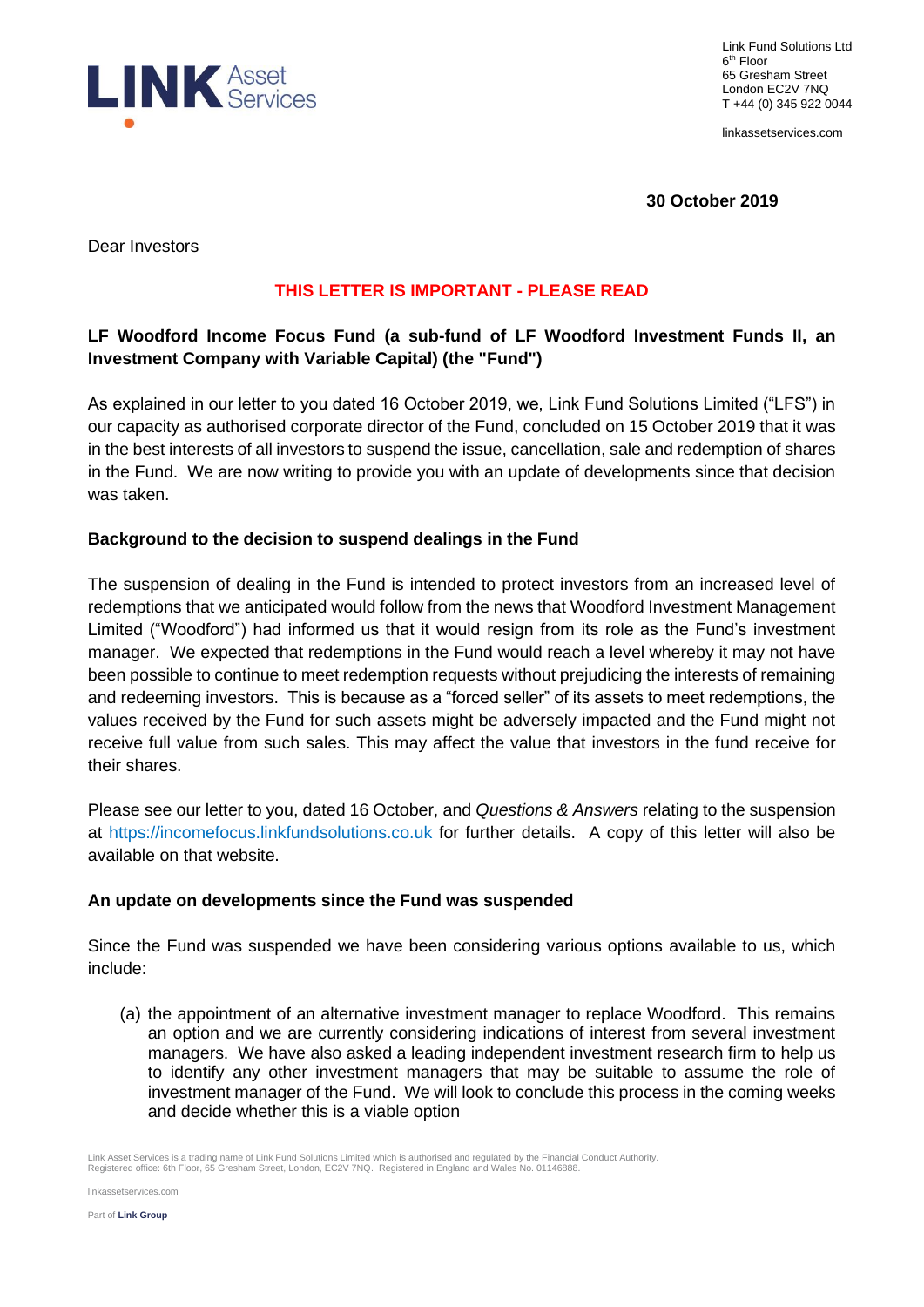Link Fund Solutions Ltd
6th Floor
65 Gresham Street
London EC2V 7NQ
T +44 (0) 345 922 0044

linkassetservices.com

**30 October 2019**

Dear Investors

**THIS LETTER IS IMPORTANT - PLEASE READ**

**LF Woodford Income Focus Fund (a sub-fund of LF Woodford Investment Funds II, an Investment Company with Variable Capital) (the "Fund")**

As explained in our letter to you dated 16 October 2019, we, Link Fund Solutions Limited ("LFS") in our capacity as authorised corporate director of the Fund, concluded on 15 October 2019 that it was in the best interests of all investors to suspend the issue, cancellation, sale and redemption of shares in the Fund. We are now writing to provide you with an update of developments since that decision was taken.

**Background to the decision to suspend dealings in the Fund**

The suspension of dealing in the Fund is intended to protect investors from an increased level of redemptions that we anticipated would follow from the news that Woodford Investment Management Limited ("Woodford") had informed us that it would resign from its role as the Fund's investment manager. We expected that redemptions in the Fund would reach a level whereby it may not have been possible to continue to meet redemption requests without prejudicing the interests of remaining and redeeming investors. This is because as a "forced seller" of its assets to meet redemptions, the values received by the Fund for such assets might be adversely impacted and the Fund might not receive full value from such sales. This may affect the value that investors in the fund receive for their shares.

Please see our letter to you, dated 16 October, and *Questions & Answers* relating to the suspension at https://incomefocus.linkfundsolutions.co.uk for further details. A copy of this letter will also be available on that website.

**An update on developments since the Fund was suspended**

Since the Fund was suspended we have been considering various options available to us, which include:

(a) the appointment of an alternative investment manager to replace Woodford. This remains an option and we are currently considering indications of interest from several investment managers. We have also asked a leading independent investment research firm to help us to identify any other investment managers that may be suitable to assume the role of investment manager of the Fund. We will look to conclude this process in the coming weeks and decide whether this is a viable option

Link Asset Services is a trading name of Link Fund Solutions Limited which is authorised and regulated by the Financial Conduct Authority.
Registered office: 6th Floor, 65 Gresham Street, London, EC2V 7NQ. Registered in England and Wales No. 01146888.

Part of **Link Group**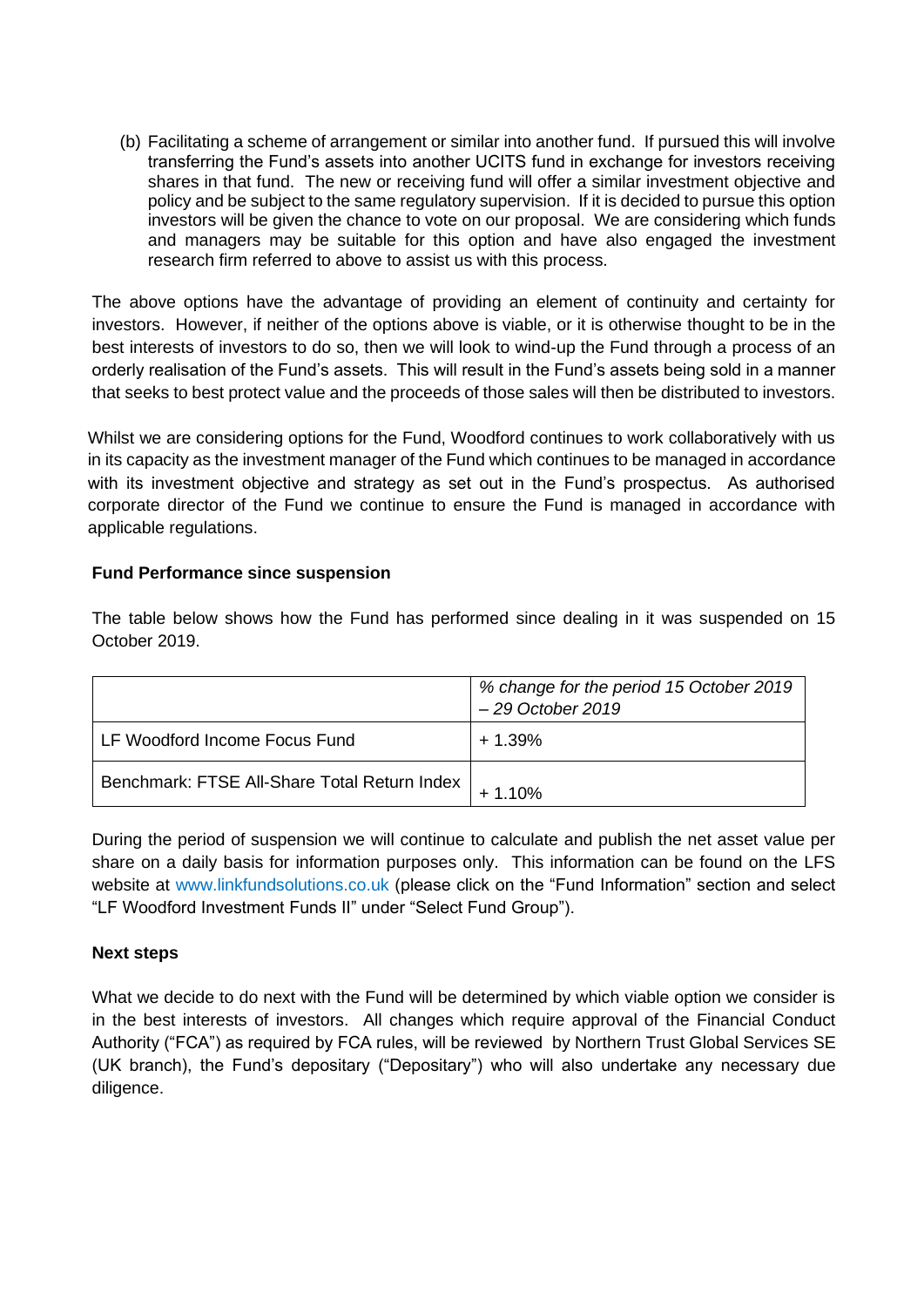(b) Facilitating a scheme of arrangement or similar into another fund. If pursued this will involve transferring the Fund's assets into another UCITS fund in exchange for investors receiving shares in that fund. The new or receiving fund will offer a similar investment objective and policy and be subject to the same regulatory supervision. If it is decided to pursue this option investors will be given the chance to vote on our proposal. We are considering which funds and managers may be suitable for this option and have also engaged the investment research firm referred to above to assist us with this process.

The above options have the advantage of providing an element of continuity and certainty for investors. However, if neither of the options above is viable, or it is otherwise thought to be in the best interests of investors to do so, then we will look to wind-up the Fund through a process of an orderly realisation of the Fund's assets. This will result in the Fund's assets being sold in a manner that seeks to best protect value and the proceeds of those sales will then be distributed to investors.

Whilst we are considering options for the Fund, Woodford continues to work collaboratively with us in its capacity as the investment manager of the Fund which continues to be managed in accordance with its investment objective and strategy as set out in the Fund's prospectus. As authorised corporate director of the Fund we continue to ensure the Fund is managed in accordance with applicable regulations.

**Fund Performance since suspension**

The table below shows how the Fund has performed since dealing in it was suspended on 15 October 2019.

| | *% change for the period 15 October 2019 – 29 October 2019* |
|---|---|
| LF Woodford Income Focus Fund | + 1.39% |
| Benchmark: FTSE All-Share Total Return Index | + 1.10% |

During the period of suspension we will continue to calculate and publish the net asset value per share on a daily basis for information purposes only. This information can be found on the LFS website at www.linkfundsolutions.co.uk (please click on the "Fund Information" section and select "LF Woodford Investment Funds II" under "Select Fund Group").

**Next steps**

What we decide to do next with the Fund will be determined by which viable option we consider is in the best interests of investors. All changes which require approval of the Financial Conduct Authority ("FCA") as required by FCA rules, will be reviewed by Northern Trust Global Services SE (UK branch), the Fund's depositary ("Depositary") who will also undertake any necessary due diligence.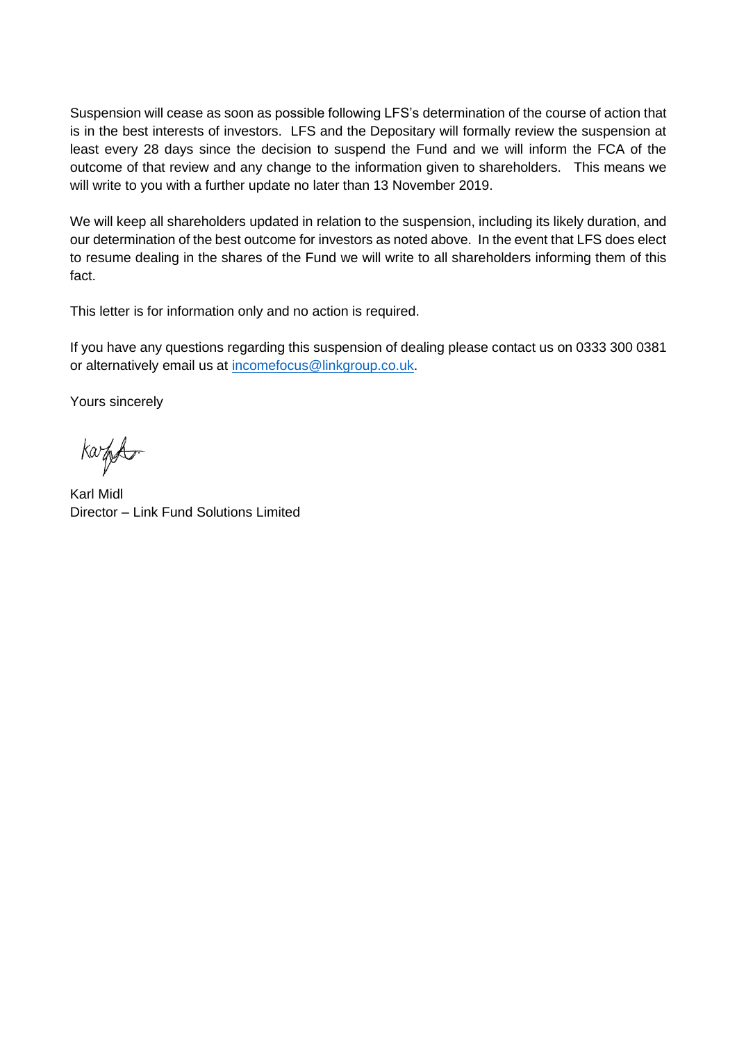Suspension will cease as soon as possible following LFS's determination of the course of action that is in the best interests of investors. LFS and the Depositary will formally review the suspension at least every 28 days since the decision to suspend the Fund and we will inform the FCA of the outcome of that review and any change to the information given to shareholders. This means we will write to you with a further update no later than 13 November 2019.

We will keep all shareholders updated in relation to the suspension, including its likely duration, and our determination of the best outcome for investors as noted above. In the event that LFS does elect to resume dealing in the shares of the Fund we will write to all shareholders informing them of this fact.

This letter is for information only and no action is required.

If you have any questions regarding this suspension of dealing please contact us on 0333 300 0381 or alternatively email us at incomefocus@linkgroup.co.uk.

Yours sincerely

Karl Midl
Director – Link Fund Solutions Limited